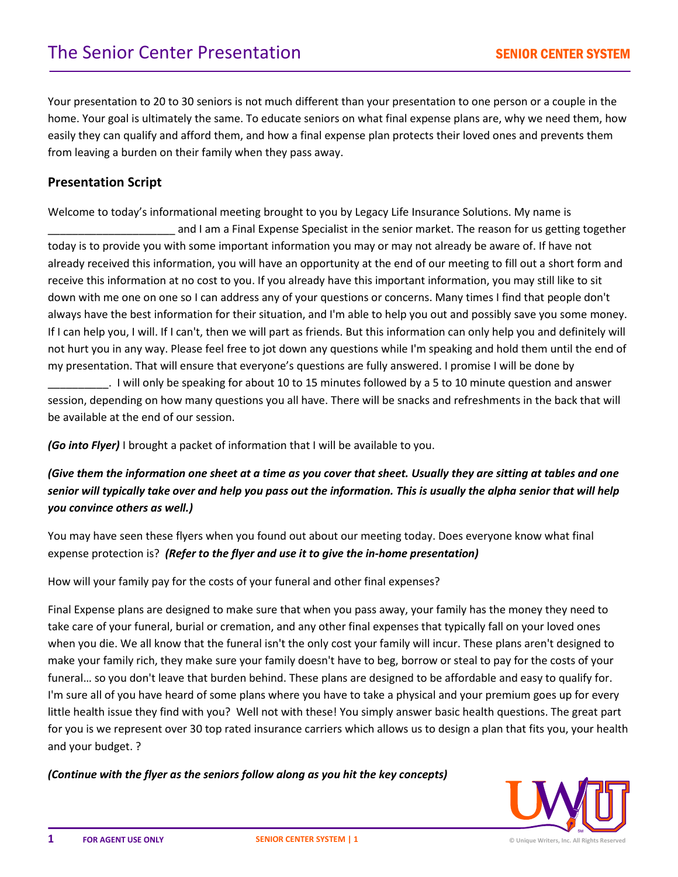# The Senior Center Presentation

Your presentation to 20 to 30 seniors is not much different than your presentation to one person or a couple in the home. Your goal is ultimately the same. To educate seniors on what final expense plans are, why we need them, how easily they can qualify and afford them, and how a final expense plan protects their loved ones and prevents them from leaving a burden on their family when they pass away.

## Presentation Script

Welcome to today's informational meeting brought to you by Legacy Life Insurance Solutions. My name is _____________________ and I am a Final Expense Specialist in the senior market. The reason for us getting together today is to provide you with some important information you may or may not already be aware of. If have not already received this information, you will have an opportunity at the end of our meeting to fill out a short form and receive this information at no cost to you. If you already have this important information, you may still like to sit down with me one on one so I can address any of your questions or concerns. Many times I find that people don't always have the best information for their situation, and I'm able to help you out and possibly save you some money. If I can help you, I will. If I can't, then we will part as friends. But this information can only help you and definitely will not hurt you in any way. Please feel free to jot down any questions while I'm speaking and hold them until the end of my presentation. That will ensure that everyone's questions are fully answered. I promise I will be done by __________. I will only be speaking for about 10 to 15 minutes followed by a 5 to 10 minute question and answer session, depending on how many questions you all have. There will be snacks and refreshments in the back that will be available at the end of our session.

***(Go into Flyer)*** I brought a packet of information that I will be available to you.

***(Give them the information one sheet at a time as you cover that sheet. Usually they are sitting at tables and one senior will typically take over and help you pass out the information. This is usually the alpha senior that will help you convince others as well.)***

You may have seen these flyers when you found out about our meeting today. Does everyone know what final expense protection is? ***(Refer to the flyer and use it to give the in-home presentation)***

How will your family pay for the costs of your funeral and other final expenses?

Final Expense plans are designed to make sure that when you pass away, your family has the money they need to take care of your funeral, burial or cremation, and any other final expenses that typically fall on your loved ones when you die. We all know that the funeral isn't the only cost your family will incur. These plans aren't designed to make your family rich, they make sure your family doesn't have to beg, borrow or steal to pay for the costs of your funeral… so you don't leave that burden behind. These plans are designed to be affordable and easy to qualify for. I'm sure all of you have heard of some plans where you have to take a physical and your premium goes up for every little health issue they find with you? Well not with these! You simply answer basic health questions. The great part for you is we represent over 30 top rated insurance carriers which allows us to design a plan that fits you, your health and your budget. ?

***(Continue with the flyer as the seniors follow along as you hit the key concepts)***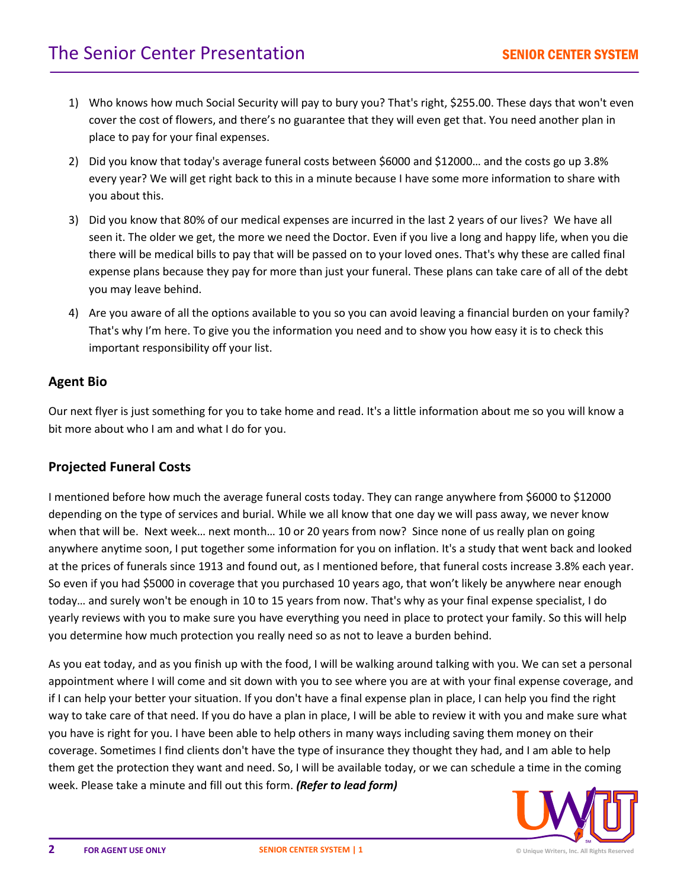1) Who knows how much Social Security will pay to bury you? That's right, $255.00. These days that won't even cover the cost of flowers, and there's no guarantee that they will even get that. You need another plan in place to pay for your final expenses.
2) Did you know that today's average funeral costs between $6000 and $12000… and the costs go up 3.8% every year? We will get right back to this in a minute because I have some more information to share with you about this.
3) Did you know that 80% of our medical expenses are incurred in the last 2 years of our lives? We have all seen it. The older we get, the more we need the Doctor. Even if you live a long and happy life, when you die there will be medical bills to pay that will be passed on to your loved ones. That's why these are called final expense plans because they pay for more than just your funeral. These plans can take care of all of the debt you may leave behind.
4) Are you aware of all the options available to you so you can avoid leaving a financial burden on your family? That's why I'm here. To give you the information you need and to show you how easy it is to check this important responsibility off your list.

### Agent Bio

Our next flyer is just something for you to take home and read. It's a little information about me so you will know a bit more about who I am and what I do for you.

### Projected Funeral Costs

I mentioned before how much the average funeral costs today. They can range anywhere from $6000 to $12000 depending on the type of services and burial. While we all know that one day we will pass away, we never know when that will be. Next week… next month… 10 or 20 years from now? Since none of us really plan on going anywhere anytime soon, I put together some information for you on inflation. It's a study that went back and looked at the prices of funerals since 1913 and found out, as I mentioned before, that funeral costs increase 3.8% each year. So even if you had $5000 in coverage that you purchased 10 years ago, that won't likely be anywhere near enough today… and surely won't be enough in 10 to 15 years from now. That's why as your final expense specialist, I do yearly reviews with you to make sure you have everything you need in place to protect your family. So this will help you determine how much protection you really need so as not to leave a burden behind.

As you eat today, and as you finish up with the food, I will be walking around talking with you. We can set a personal appointment where I will come and sit down with you to see where you are at with your final expense coverage, and if I can help your better your situation. If you don't have a final expense plan in place, I can help you find the right way to take care of that need. If you do have a plan in place, I will be able to review it with you and make sure what you have is right for you. I have been able to help others in many ways including saving them money on their coverage. Sometimes I find clients don't have the type of insurance they thought they had, and I am able to help them get the protection they want and need. So, I will be available today, or we can schedule a time in the coming week. Please take a minute and fill out this form. ***(Refer to lead form)***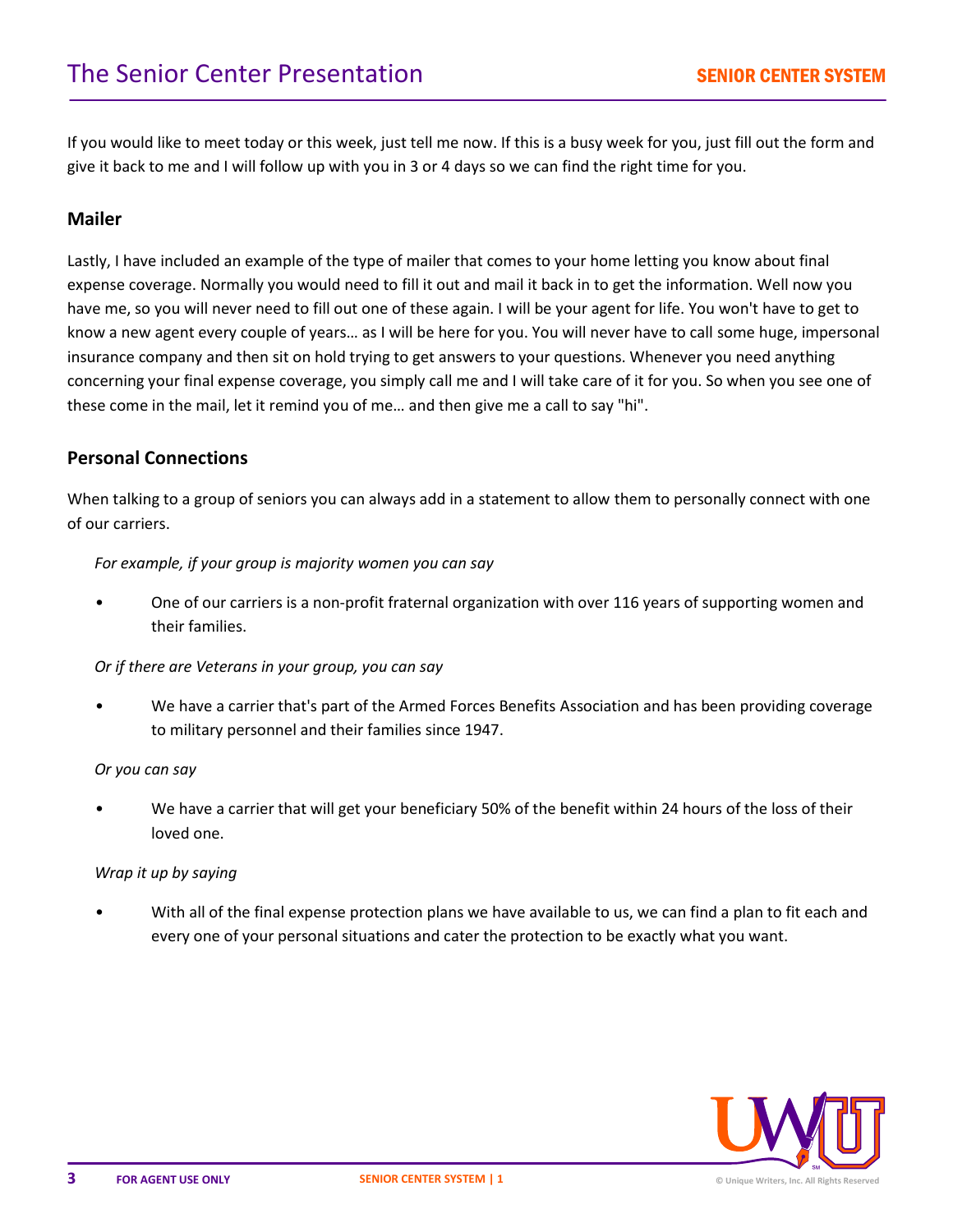If you would like to meet today or this week, just tell me now. If this is a busy week for you, just fill out the form and give it back to me and I will follow up with you in 3 or 4 days so we can find the right time for you.

### Mailer

Lastly, I have included an example of the type of mailer that comes to your home letting you know about final expense coverage. Normally you would need to fill it out and mail it back in to get the information. Well now you have me, so you will never need to fill out one of these again. I will be your agent for life. You won't have to get to know a new agent every couple of years… as I will be here for you. You will never have to call some huge, impersonal insurance company and then sit on hold trying to get answers to your questions. Whenever you need anything concerning your final expense coverage, you simply call me and I will take care of it for you. So when you see one of these come in the mail, let it remind you of me… and then give me a call to say "hi".

### Personal Connections

When talking to a group of seniors you can always add in a statement to allow them to personally connect with one of our carriers.

*For example, if your group is majority women you can say*

- One of our carriers is a non-profit fraternal organization with over 116 years of supporting women and their families.

*Or if there are Veterans in your group, you can say*

- We have a carrier that's part of the Armed Forces Benefits Association and has been providing coverage to military personnel and their families since 1947.

*Or you can say*

- We have a carrier that will get your beneficiary 50% of the benefit within 24 hours of the loss of their loved one.

*Wrap it up by saying*

- With all of the final expense protection plans we have available to us, we can find a plan to fit each and every one of your personal situations and cater the protection to be exactly what you want.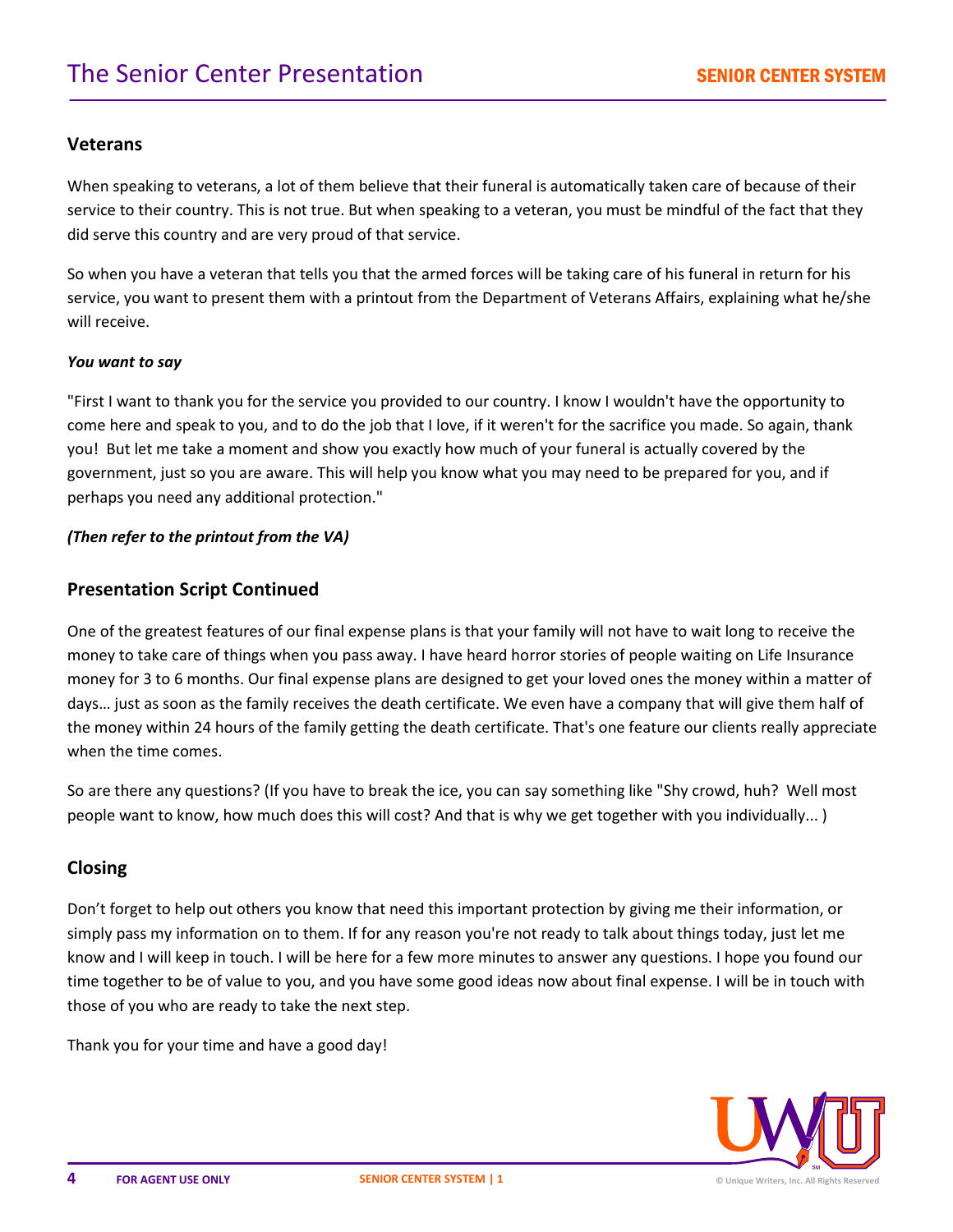## Veterans

When speaking to veterans, a lot of them believe that their funeral is automatically taken care of because of their service to their country. This is not true. But when speaking to a veteran, you must be mindful of the fact that they did serve this country and are very proud of that service.

So when you have a veteran that tells you that the armed forces will be taking care of his funeral in return for his service, you want to present them with a printout from the Department of Veterans Affairs, explaining what he/she will receive.

***You want to say***

"First I want to thank you for the service you provided to our country. I know I wouldn't have the opportunity to come here and speak to you, and to do the job that I love, if it weren't for the sacrifice you made. So again, thank you! But let me take a moment and show you exactly how much of your funeral is actually covered by the government, just so you are aware. This will help you know what you may need to be prepared for you, and if perhaps you need any additional protection."

***(Then refer to the printout from the VA)***

## Presentation Script Continued

One of the greatest features of our final expense plans is that your family will not have to wait long to receive the money to take care of things when you pass away. I have heard horror stories of people waiting on Life Insurance money for 3 to 6 months. Our final expense plans are designed to get your loved ones the money within a matter of days… just as soon as the family receives the death certificate. We even have a company that will give them half of the money within 24 hours of the family getting the death certificate. That's one feature our clients really appreciate when the time comes.

So are there any questions? (If you have to break the ice, you can say something like "Shy crowd, huh? Well most people want to know, how much does this will cost? And that is why we get together with you individually... )

## Closing

Don't forget to help out others you know that need this important protection by giving me their information, or simply pass my information on to them. If for any reason you're not ready to talk about things today, just let me know and I will keep in touch. I will be here for a few more minutes to answer any questions. I hope you found our time together to be of value to you, and you have some good ideas now about final expense. I will be in touch with those of you who are ready to take the next step.

Thank you for your time and have a good day!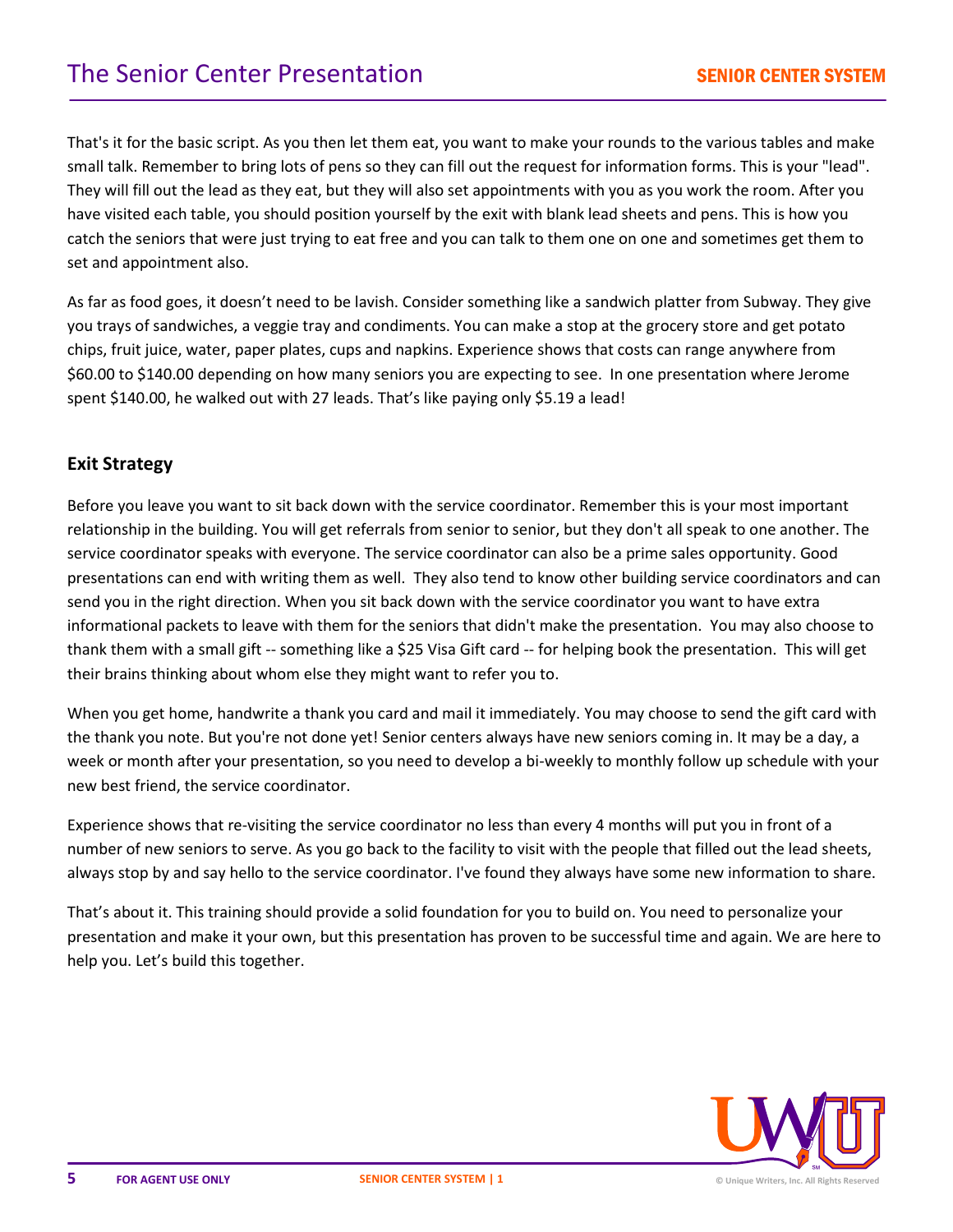That's it for the basic script. As you then let them eat, you want to make your rounds to the various tables and make small talk. Remember to bring lots of pens so they can fill out the request for information forms. This is your "lead". They will fill out the lead as they eat, but they will also set appointments with you as you work the room. After you have visited each table, you should position yourself by the exit with blank lead sheets and pens. This is how you catch the seniors that were just trying to eat free and you can talk to them one on one and sometimes get them to set and appointment also.

As far as food goes, it doesn't need to be lavish. Consider something like a sandwich platter from Subway. They give you trays of sandwiches, a veggie tray and condiments. You can make a stop at the grocery store and get potato chips, fruit juice, water, paper plates, cups and napkins. Experience shows that costs can range anywhere from $60.00 to $140.00 depending on how many seniors you are expecting to see. In one presentation where Jerome spent $140.00, he walked out with 27 leads. That's like paying only $5.19 a lead!

## Exit Strategy

Before you leave you want to sit back down with the service coordinator. Remember this is your most important relationship in the building. You will get referrals from senior to senior, but they don't all speak to one another. The service coordinator speaks with everyone. The service coordinator can also be a prime sales opportunity. Good presentations can end with writing them as well. They also tend to know other building service coordinators and can send you in the right direction. When you sit back down with the service coordinator you want to have extra informational packets to leave with them for the seniors that didn't make the presentation. You may also choose to thank them with a small gift -- something like a $25 Visa Gift card -- for helping book the presentation. This will get their brains thinking about whom else they might want to refer you to.

When you get home, handwrite a thank you card and mail it immediately. You may choose to send the gift card with the thank you note. But you're not done yet! Senior centers always have new seniors coming in. It may be a day, a week or month after your presentation, so you need to develop a bi-weekly to monthly follow up schedule with your new best friend, the service coordinator.

Experience shows that re-visiting the service coordinator no less than every 4 months will put you in front of a number of new seniors to serve. As you go back to the facility to visit with the people that filled out the lead sheets, always stop by and say hello to the service coordinator. I've found they always have some new information to share.

That's about it. This training should provide a solid foundation for you to build on. You need to personalize your presentation and make it your own, but this presentation has proven to be successful time and again. We are here to help you. Let's build this together.